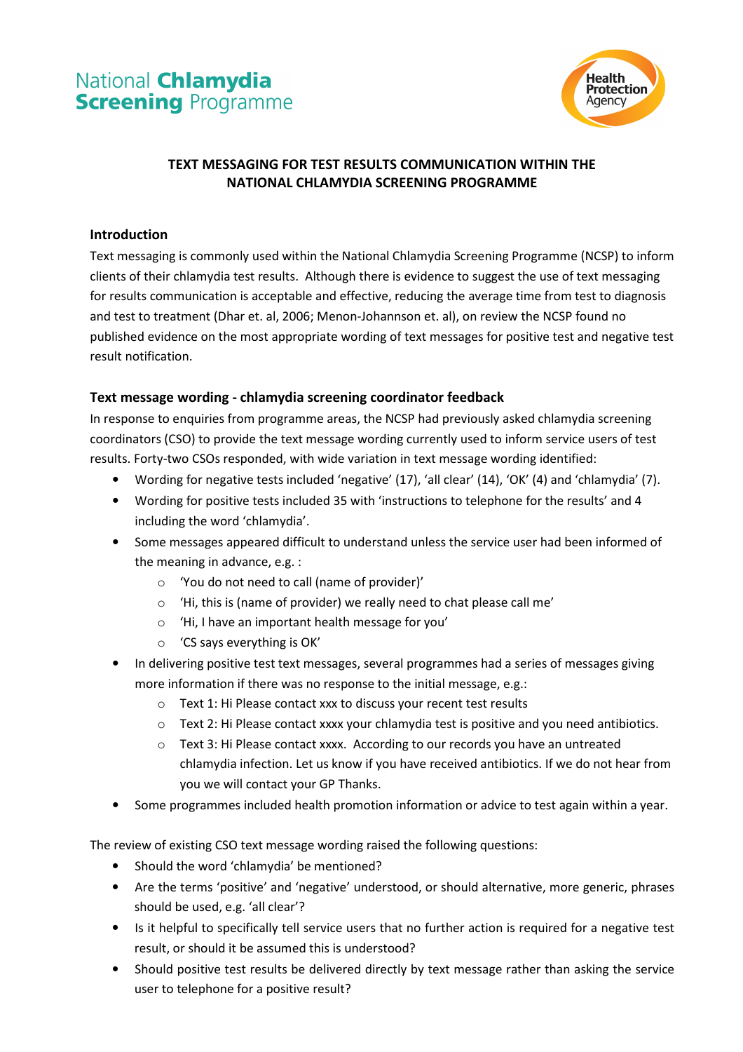National **Chlamydia** **Screening** Programme

Health Protection Agency

# TEXT MESSAGING FOR TEST RESULTS COMMUNICATION WITHIN THE NATIONAL CHLAMYDIA SCREENING PROGRAMME

## Introduction

Text messaging is commonly used within the National Chlamydia Screening Programme (NCSP) to inform clients of their chlamydia test results. Although there is evidence to suggest the use of text messaging for results communication is acceptable and effective, reducing the average time from test to diagnosis and test to treatment (Dhar et. al, 2006; Menon-Johannson et. al), on review the NCSP found no published evidence on the most appropriate wording of text messages for positive test and negative test result notification.

## Text message wording - chlamydia screening coordinator feedback

In response to enquiries from programme areas, the NCSP had previously asked chlamydia screening coordinators (CSO) to provide the text message wording currently used to inform service users of test results. Forty-two CSOs responded, with wide variation in text message wording identified:

- Wording for negative tests included 'negative' (17), 'all clear' (14), 'OK' (4) and 'chlamydia' (7).
- Wording for positive tests included 35 with 'instructions to telephone for the results' and 4 including the word 'chlamydia'.
- Some messages appeared difficult to understand unless the service user had been informed of the meaning in advance, e.g. :
  - 'You do not need to call (name of provider)'
  - 'Hi, this is (name of provider) we really need to chat please call me'
  - 'Hi, I have an important health message for you'
  - 'CS says everything is OK'
- In delivering positive test text messages, several programmes had a series of messages giving more information if there was no response to the initial message, e.g.:
  - Text 1: Hi Please contact xxx to discuss your recent test results
  - Text 2: Hi Please contact xxxx your chlamydia test is positive and you need antibiotics.
  - Text 3: Hi Please contact xxxx. According to our records you have an untreated chlamydia infection. Let us know if you have received antibiotics. If we do not hear from you we will contact your GP Thanks.
- Some programmes included health promotion information or advice to test again within a year.

The review of existing CSO text message wording raised the following questions:

- Should the word 'chlamydia' be mentioned?
- Are the terms 'positive' and 'negative' understood, or should alternative, more generic, phrases should be used, e.g. 'all clear'?
- Is it helpful to specifically tell service users that no further action is required for a negative test result, or should it be assumed this is understood?
- Should positive test results be delivered directly by text message rather than asking the service user to telephone for a positive result?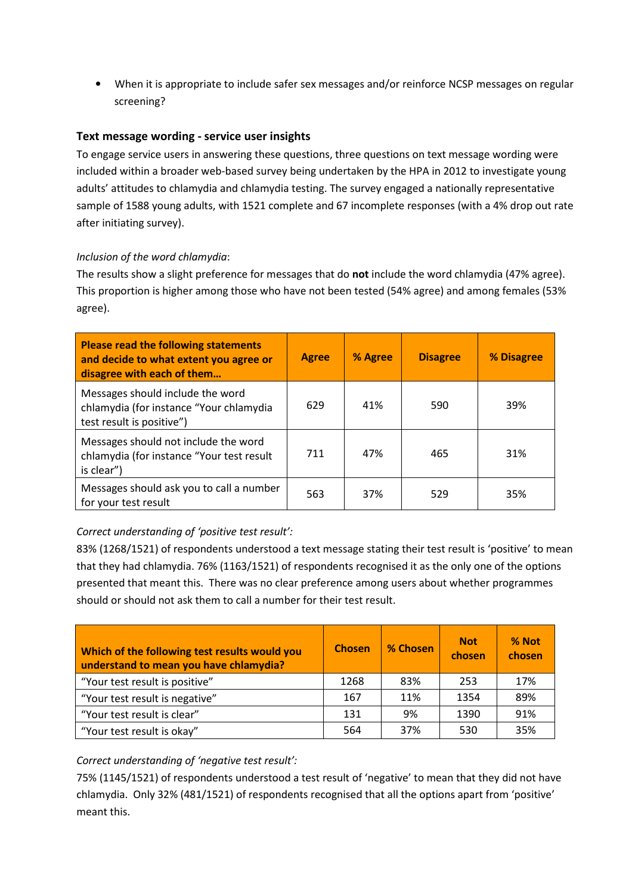- When it is appropriate to include safer sex messages and/or reinforce NCSP messages on regular screening?

### Text message wording - service user insights

To engage service users in answering these questions, three questions on text message wording were included within a broader web-based survey being undertaken by the HPA in 2012 to investigate young adults' attitudes to chlamydia and chlamydia testing. The survey engaged a nationally representative sample of 1588 young adults, with 1521 complete and 67 incomplete responses (with a 4% drop out rate after initiating survey).

*Inclusion of the word chlamydia*:

The results show a slight preference for messages that do **not** include the word chlamydia (47% agree). This proportion is higher among those who have not been tested (54% agree) and among females (53% agree).

| Please read the following statements and decide to what extent you agree or disagree with each of them… | Agree | % Agree | Disagree | % Disagree |
|---|---|---|---|---|
| Messages should include the word chlamydia (for instance "Your chlamydia test result is positive") | 629 | 41% | 590 | 39% |
| Messages should not include the word chlamydia (for instance "Your test result is clear") | 711 | 47% | 465 | 31% |
| Messages should ask you to call a number for your test result | 563 | 37% | 529 | 35% |

*Correct understanding of 'positive test result':*

83% (1268/1521) of respondents understood a text message stating their test result is 'positive' to mean that they had chlamydia. 76% (1163/1521) of respondents recognised it as the only one of the options presented that meant this. There was no clear preference among users about whether programmes should or should not ask them to call a number for their test result.

| Which of the following test results would you understand to mean you have chlamydia? | Chosen | % Chosen | Not chosen | % Not chosen |
|---|---|---|---|---|
| "Your test result is positive" | 1268 | 83% | 253 | 17% |
| "Your test result is negative" | 167 | 11% | 1354 | 89% |
| "Your test result is clear" | 131 | 9% | 1390 | 91% |
| "Your test result is okay" | 564 | 37% | 530 | 35% |

*Correct understanding of 'negative test result':*

75% (1145/1521) of respondents understood a test result of 'negative' to mean that they did not have chlamydia. Only 32% (481/1521) of respondents recognised that all the options apart from 'positive' meant this.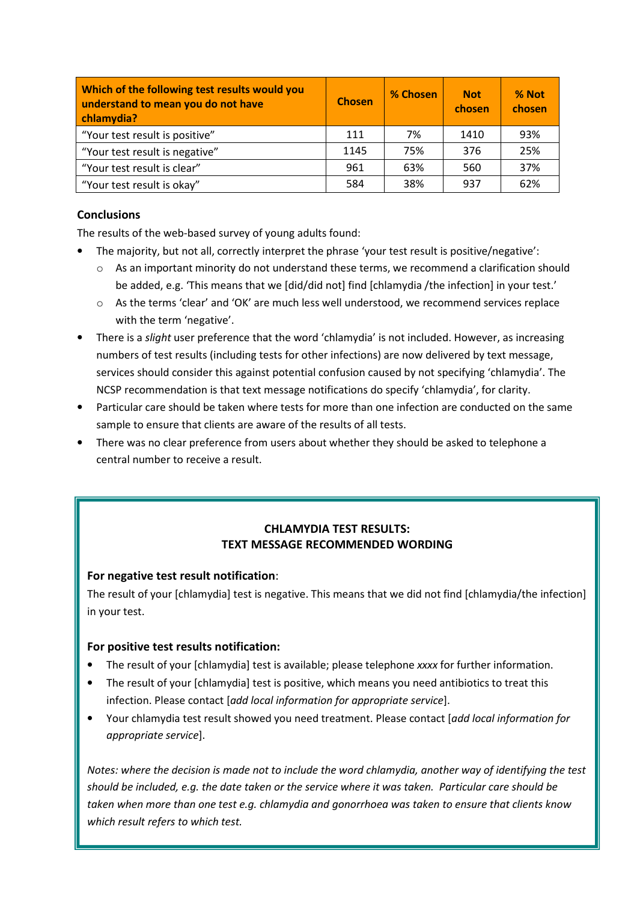| Which of the following test results would you understand to mean you do not have chlamydia? | Chosen | % Chosen | Not chosen | % Not chosen |
|---|---|---|---|---|
| "Your test result is positive" | 111 | 7% | 1410 | 93% |
| "Your test result is negative" | 1145 | 75% | 376 | 25% |
| "Your test result is clear" | 961 | 63% | 560 | 37% |
| "Your test result is okay" | 584 | 38% | 937 | 62% |

### Conclusions

The results of the web-based survey of young adults found:

- The majority, but not all, correctly interpret the phrase 'your test result is positive/negative':
  - As an important minority do not understand these terms, we recommend a clarification should be added, e.g. 'This means that we [did/did not] find [chlamydia /the infection] in your test.'
  - As the terms 'clear' and 'OK' are much less well understood, we recommend services replace with the term 'negative'.
- There is a *slight* user preference that the word 'chlamydia' is not included. However, as increasing numbers of test results (including tests for other infections) are now delivered by text message, services should consider this against potential confusion caused by not specifying 'chlamydia'. The NCSP recommendation is that text message notifications do specify 'chlamydia', for clarity.
- Particular care should be taken where tests for more than one infection are conducted on the same sample to ensure that clients are aware of the results of all tests.
- There was no clear preference from users about whether they should be asked to telephone a central number to receive a result.

---

**CHLAMYDIA TEST RESULTS:**
**TEXT MESSAGE RECOMMENDED WORDING**

**For negative test result notification**:
The result of your [chlamydia] test is negative. This means that we did not find [chlamydia/the infection] in your test.

**For positive test results notification:**

- The result of your [chlamydia] test is available; please telephone *xxxx* for further information.
- The result of your [chlamydia] test is positive, which means you need antibiotics to treat this infection. Please contact [*add local information for appropriate service*].
- Your chlamydia test result showed you need treatment. Please contact [*add local information for appropriate service*].

*Notes: where the decision is made not to include the word chlamydia, another way of identifying the test should be included, e.g. the date taken or the service where it was taken. Particular care should be taken when more than one test e.g. chlamydia and gonorrhoea was taken to ensure that clients know which result refers to which test.*